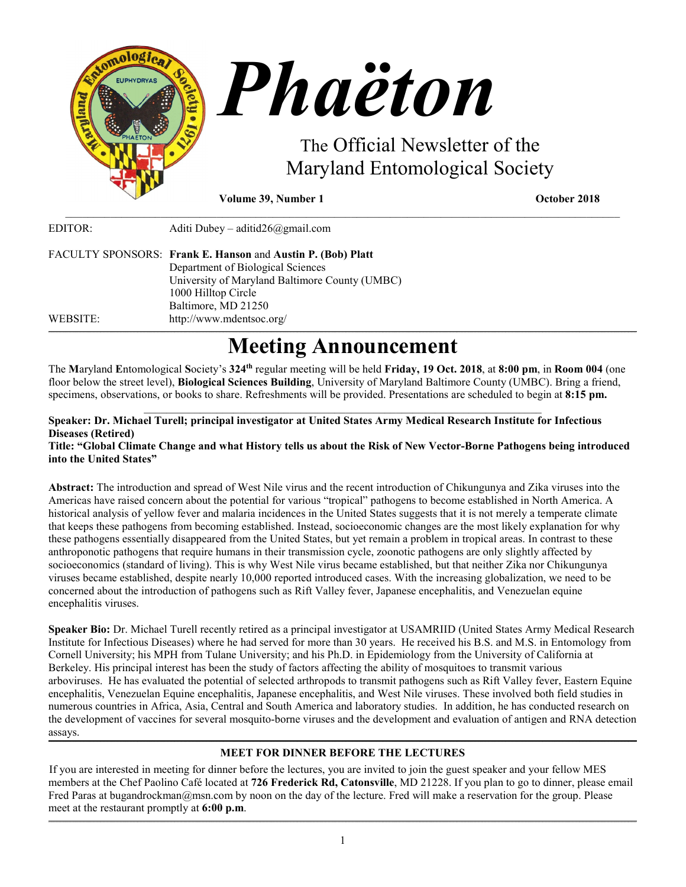# Phaëton

The Official Newsletter of the Maryland Entomological Society

**Volume 39, Number 1** **October 2018**

EDITOR: Aditi Dubey – aditid26@gmail.com

FACULTY SPONSORS: **Frank E. Hanson** and **Austin P. (Bob) Platt**
Department of Biological Sciences
University of Maryland Baltimore County (UMBC)
1000 Hilltop Circle
Baltimore, MD 21250

WEBSITE: http://www.mdentsoc.org/

# Meeting Announcement

The **M**aryland **E**ntomological **S**ociety's **324th** regular meeting will be held **Friday, 19 Oct. 2018**, at **8:00 pm**, in **Room 004** (one floor below the street level), **Biological Sciences Building**, University of Maryland Baltimore County (UMBC). Bring a friend, specimens, observations, or books to share. Refreshments will be provided. Presentations are scheduled to begin at **8:15 pm.**

**Speaker: Dr. Michael Turell; principal investigator at United States Army Medical Research Institute for Infectious Diseases (Retired)**
**Title: "Global Climate Change and what History tells us about the Risk of New Vector-Borne Pathogens being introduced into the United States"**

**Abstract:** The introduction and spread of West Nile virus and the recent introduction of Chikungunya and Zika viruses into the Americas have raised concern about the potential for various "tropical" pathogens to become established in North America. A historical analysis of yellow fever and malaria incidences in the United States suggests that it is not merely a temperate climate that keeps these pathogens from becoming established. Instead, socioeconomic changes are the most likely explanation for why these pathogens essentially disappeared from the United States, but yet remain a problem in tropical areas. In contrast to these anthroponotic pathogens that require humans in their transmission cycle, zoonotic pathogens are only slightly affected by socioeconomics (standard of living). This is why West Nile virus became established, but that neither Zika nor Chikungunya viruses became established, despite nearly 10,000 reported introduced cases. With the increasing globalization, we need to be concerned about the introduction of pathogens such as Rift Valley fever, Japanese encephalitis, and Venezuelan equine encephalitis viruses.

**Speaker Bio:** Dr. Michael Turell recently retired as a principal investigator at USAMRIID (United States Army Medical Research Institute for Infectious Diseases) where he had served for more than 30 years. He received his B.S. and M.S. in Entomology from Cornell University; his MPH from Tulane University; and his Ph.D. in Epidemiology from the University of California at Berkeley. His principal interest has been the study of factors affecting the ability of mosquitoes to transmit various arboviruses. He has evaluated the potential of selected arthropods to transmit pathogens such as Rift Valley fever, Eastern Equine encephalitis, Venezuelan Equine encephalitis, Japanese encephalitis, and West Nile viruses. These involved both field studies in numerous countries in Africa, Asia, Central and South America and laboratory studies. In addition, he has conducted research on the development of vaccines for several mosquito-borne viruses and the development and evaluation of antigen and RNA detection assays.

### MEET FOR DINNER BEFORE THE LECTURES

If you are interested in meeting for dinner before the lectures, you are invited to join the guest speaker and your fellow MES members at the Chef Paolino Café located at **726 Frederick Rd, Catonsville**, MD 21228. If you plan to go to dinner, please email Fred Paras at bugandrockman@msn.com by noon on the day of the lecture. Fred will make a reservation for the group. Please meet at the restaurant promptly at **6:00 p.m**.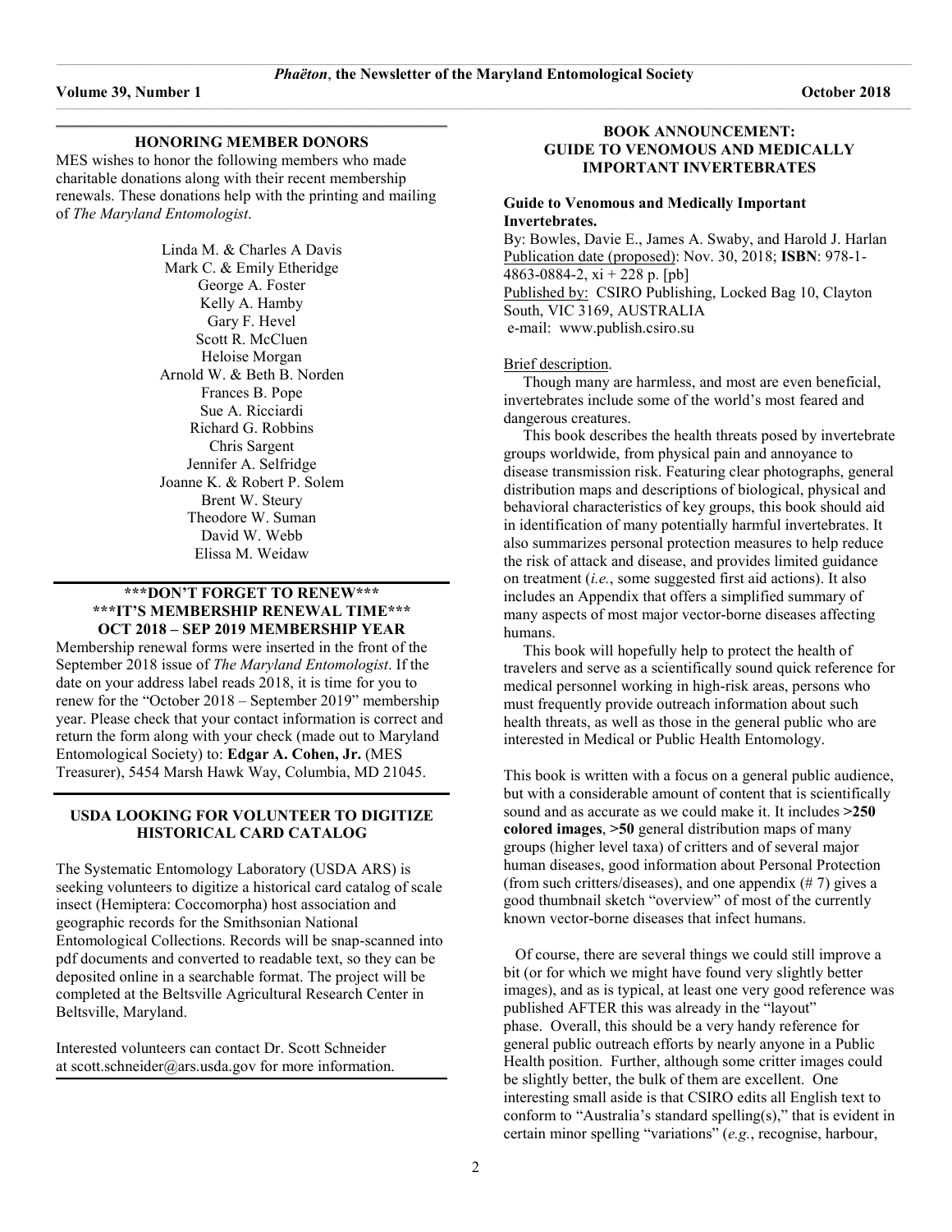## HONORING MEMBER DONORS

MES wishes to honor the following members who made charitable donations along with their recent membership renewals. These donations help with the printing and mailing of *The Maryland Entomologist*.

Linda M. & Charles A Davis
Mark C. & Emily Etheridge
George A. Foster
Kelly A. Hamby
Gary F. Hevel
Scott R. McCluen
Heloise Morgan
Arnold W. & Beth B. Norden
Frances B. Pope
Sue A. Ricciardi
Richard G. Robbins
Chris Sargent
Jennifer A. Selfridge
Joanne K. & Robert P. Solem
Brent W. Steury
Theodore W. Suman
David W. Webb
Elissa M. Weidaw

## \*\*\*DON'T FORGET TO RENEW\*\*\*
## \*\*\*IT'S MEMBERSHIP RENEWAL TIME\*\*\*
## OCT 2018 – SEP 2019 MEMBERSHIP YEAR

Membership renewal forms were inserted in the front of the September 2018 issue of *The Maryland Entomologist*. If the date on your address label reads 2018, it is time for you to renew for the "October 2018 – September 2019" membership year. Please check that your contact information is correct and return the form along with your check (made out to Maryland Entomological Society) to: **Edgar A. Cohen, Jr.** (MES Treasurer), 5454 Marsh Hawk Way, Columbia, MD 21045.

## USDA LOOKING FOR VOLUNTEER TO DIGITIZE HISTORICAL CARD CATALOG

The Systematic Entomology Laboratory (USDA ARS) is seeking volunteers to digitize a historical card catalog of scale insect (Hemiptera: Coccomorpha) host association and geographic records for the Smithsonian National Entomological Collections. Records will be snap-scanned into pdf documents and converted to readable text, so they can be deposited online in a searchable format. The project will be completed at the Beltsville Agricultural Research Center in Beltsville, Maryland.

Interested volunteers can contact Dr. Scott Schneider at scott.schneider@ars.usda.gov for more information.

## BOOK ANNOUNCEMENT: GUIDE TO VENOMOUS AND MEDICALLY IMPORTANT INVERTEBRATES

**Guide to Venomous and Medically Important Invertebrates.**
By: Bowles, Davie E., James A. Swaby, and Harold J. Harlan
Publication date (proposed): Nov. 30, 2018; **ISBN**: 978-1-4863-0884-2, xi + 228 p. [pb]
Published by: CSIRO Publishing, Locked Bag 10, Clayton South, VIC 3169, AUSTRALIA
e-mail: www.publish.csiro.su

Brief description.

Though many are harmless, and most are even beneficial, invertebrates include some of the world's most feared and dangerous creatures.

This book describes the health threats posed by invertebrate groups worldwide, from physical pain and annoyance to disease transmission risk. Featuring clear photographs, general distribution maps and descriptions of biological, physical and behavioral characteristics of key groups, this book should aid in identification of many potentially harmful invertebrates. It also summarizes personal protection measures to help reduce the risk of attack and disease, and provides limited guidance on treatment (*i.e.*, some suggested first aid actions). It also includes an Appendix that offers a simplified summary of many aspects of most major vector-borne diseases affecting humans.

This book will hopefully help to protect the health of travelers and serve as a scientifically sound quick reference for medical personnel working in high-risk areas, persons who must frequently provide outreach information about such health threats, as well as those in the general public who are interested in Medical or Public Health Entomology.

This book is written with a focus on a general public audience, but with a considerable amount of content that is scientifically sound and as accurate as we could make it. It includes **>250 colored images**, **>50** general distribution maps of many groups (higher level taxa) of critters and of several major human diseases, good information about Personal Protection (from such critters/diseases), and one appendix (# 7) gives a good thumbnail sketch "overview" of most of the currently known vector-borne diseases that infect humans.

Of course, there are several things we could still improve a bit (or for which we might have found very slightly better images), and as is typical, at least one very good reference was published AFTER this was already in the "layout" phase. Overall, this should be a very handy reference for general public outreach efforts by nearly anyone in a Public Health position. Further, although some critter images could be slightly better, the bulk of them are excellent. One interesting small aside is that CSIRO edits all English text to conform to "Australia's standard spelling(s)," that is evident in certain minor spelling "variations" (*e.g.*, recognise, harbour,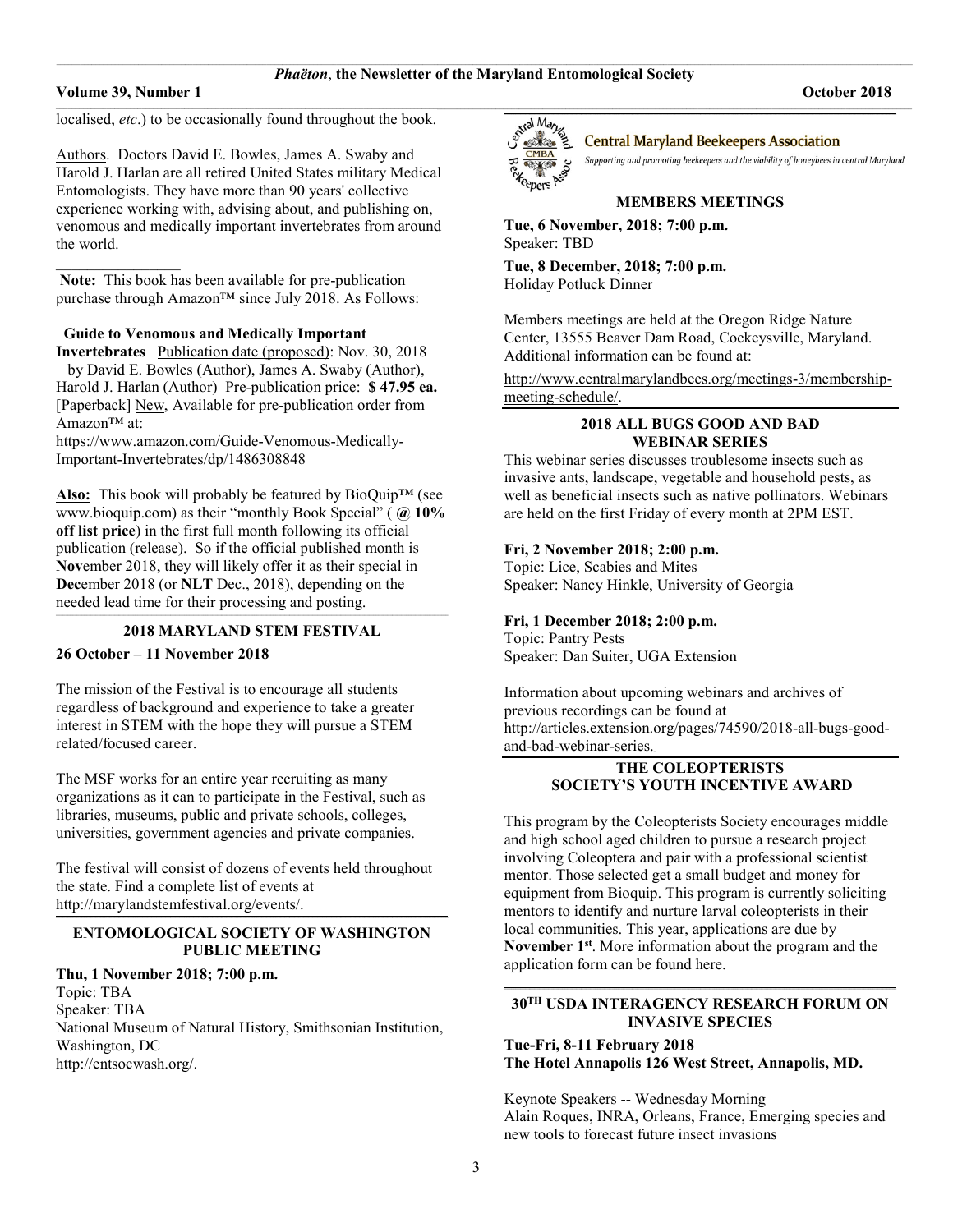localised, *etc*.) to be occasionally found throughout the book.

Authors. Doctors David E. Bowles, James A. Swaby and Harold J. Harlan are all retired United States military Medical Entomologists. They have more than 90 years' collective experience working with, advising about, and publishing on, venomous and medically important invertebrates from around the world.

**Note:** This book has been available for pre-publication purchase through Amazon™ since July 2018. As Follows:

**Guide to Venomous and Medically Important Invertebrates** Publication date (proposed): Nov. 30, 2018 by David E. Bowles (Author), James A. Swaby (Author), Harold J. Harlan (Author) Pre-publication price: **$ 47.95 ea.** [Paperback] New, Available for pre-publication order from Amazon™ at:
https://www.amazon.com/Guide-Venomous-Medically-Important-Invertebrates/dp/1486308848

**Also:** This book will probably be featured by BioQuip™ (see www.bioquip.com) as their "monthly Book Special" ( **@ 10% off list price**) in the first full month following its official publication (release). So if the official published month is **Nov**ember 2018, they will likely offer it as their special in **Dec**ember 2018 (or **NLT** Dec., 2018), depending on the needed lead time for their processing and posting.

## 2018 MARYLAND STEM FESTIVAL

**26 October – 11 November 2018**

The mission of the Festival is to encourage all students regardless of background and experience to take a greater interest in STEM with the hope they will pursue a STEM related/focused career.

The MSF works for an entire year recruiting as many organizations as it can to participate in the Festival, such as libraries, museums, public and private schools, colleges, universities, government agencies and private companies.

The festival will consist of dozens of events held throughout the state. Find a complete list of events at http://marylandstemfestival.org/events/.

## ENTOMOLOGICAL SOCIETY OF WASHINGTON PUBLIC MEETING

**Thu, 1 November 2018; 7:00 p.m.**
Topic: TBA
Speaker: TBA
National Museum of Natural History, Smithsonian Institution, Washington, DC
http://entsocwash.org/.

## Central Maryland Beekeepers Association

*Supporting and promoting beekeepers and the viability of honeybees in central Maryland*

### MEMBERS MEETINGS

**Tue, 6 November, 2018; 7:00 p.m.**
Speaker: TBD

**Tue, 8 December, 2018; 7:00 p.m.**
Holiday Potluck Dinner

Members meetings are held at the Oregon Ridge Nature Center, 13555 Beaver Dam Road, Cockeysville, Maryland. Additional information can be found at:

http://www.centralmarylandbees.org/meetings-3/membership-meeting-schedule/.

## 2018 ALL BUGS GOOD AND BAD WEBINAR SERIES

This webinar series discusses troublesome insects such as invasive ants, landscape, vegetable and household pests, as well as beneficial insects such as native pollinators. Webinars are held on the first Friday of every month at 2PM EST.

**Fri, 2 November 2018; 2:00 p.m.**
Topic: Lice, Scabies and Mites
Speaker: Nancy Hinkle, University of Georgia

**Fri, 1 December 2018; 2:00 p.m.**
Topic: Pantry Pests
Speaker: Dan Suiter, UGA Extension

Information about upcoming webinars and archives of previous recordings can be found at http://articles.extension.org/pages/74590/2018-all-bugs-good-and-bad-webinar-series.

## THE COLEOPTERISTS SOCIETY'S YOUTH INCENTIVE AWARD

This program by the Coleopterists Society encourages middle and high school aged children to pursue a research project involving Coleoptera and pair with a professional scientist mentor. Those selected get a small budget and money for equipment from Bioquip. This program is currently soliciting mentors to identify and nurture larval coleopterists in their local communities. This year, applications are due by **November 1st**. More information about the program and the application form can be found here.

## 30TH USDA INTERAGENCY RESEARCH FORUM ON INVASIVE SPECIES

**Tue-Fri, 8-11 February 2018**
**The Hotel Annapolis 126 West Street, Annapolis, MD.**

Keynote Speakers -- Wednesday Morning
Alain Roques, INRA, Orleans, France, Emerging species and new tools to forecast future insect invasions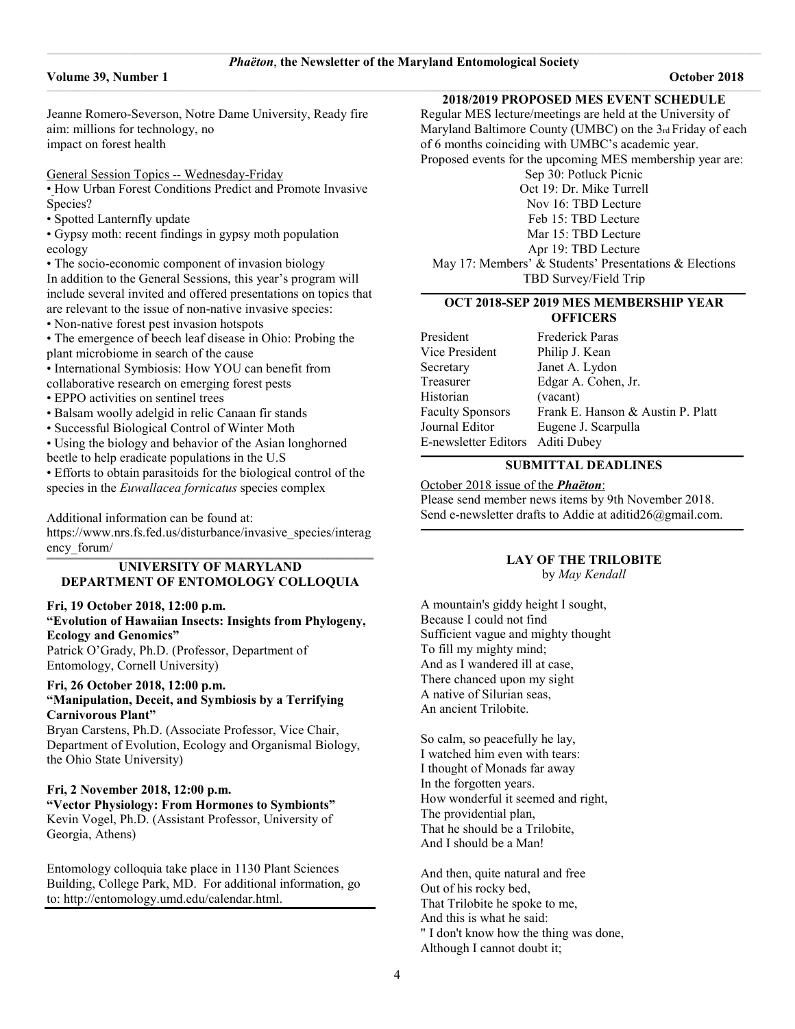Jeanne Romero-Severson, Notre Dame University, Ready fire aim: millions for technology, no
impact on forest health

General Session Topics -- Wednesday-Friday

- How Urban Forest Conditions Predict and Promote Invasive Species?
- Spotted Lanternfly update
- Gypsy moth: recent findings in gypsy moth population ecology
- The socio-economic component of invasion biology

In addition to the General Sessions, this year's program will include several invited and offered presentations on topics that are relevant to the issue of non-native invasive species:

- Non-native forest pest invasion hotspots
- The emergence of beech leaf disease in Ohio: Probing the plant microbiome in search of the cause
- International Symbiosis: How YOU can benefit from collaborative research on emerging forest pests
- EPPO activities on sentinel trees
- Balsam woolly adelgid in relic Canaan fir stands
- Successful Biological Control of Winter Moth
- Using the biology and behavior of the Asian longhorned beetle to help eradicate populations in the U.S
- Efforts to obtain parasitoids for the biological control of the species in the *Euwallacea fornicatus* species complex

Additional information can be found at:
https://www.nrs.fs.fed.us/disturbance/invasive_species/interagency_forum/

## UNIVERSITY OF MARYLAND DEPARTMENT OF ENTOMOLOGY COLLOQUIA

**Fri, 19 October 2018, 12:00 p.m.**
**"Evolution of Hawaiian Insects: Insights from Phylogeny, Ecology and Genomics"**
Patrick O'Grady, Ph.D. (Professor, Department of Entomology, Cornell University)

**Fri, 26 October 2018, 12:00 p.m.**
**"Manipulation, Deceit, and Symbiosis by a Terrifying Carnivorous Plant"**
Bryan Carstens, Ph.D. (Associate Professor, Vice Chair, Department of Evolution, Ecology and Organismal Biology, the Ohio State University)

**Fri, 2 November 2018, 12:00 p.m.**
**"Vector Physiology: From Hormones to Symbionts"**
Kevin Vogel, Ph.D. (Assistant Professor, University of Georgia, Athens)

Entomology colloquia take place in 1130 Plant Sciences Building, College Park, MD. For additional information, go to: http://entomology.umd.edu/calendar.html.

## 2018/2019 PROPOSED MES EVENT SCHEDULE

Regular MES lecture/meetings are held at the University of Maryland Baltimore County (UMBC) on the 3rd Friday of each of 6 months coinciding with UMBC's academic year.
Proposed events for the upcoming MES membership year are:

Sep 30: Potluck Picnic
Oct 19: Dr. Mike Turrell
Nov 16: TBD Lecture
Feb 15: TBD Lecture
Mar 15: TBD Lecture
Apr 19: TBD Lecture
May 17: Members' & Students' Presentations & Elections
TBD Survey/Field Trip

## OCT 2018-SEP 2019 MES MEMBERSHIP YEAR OFFICERS

| | |
|---|---|
| President | Frederick Paras |
| Vice President | Philip J. Kean |
| Secretary | Janet A. Lydon |
| Treasurer | Edgar A. Cohen, Jr. |
| Historian | (vacant) |
| Faculty Sponsors | Frank E. Hanson & Austin P. Platt |
| Journal Editor | Eugene J. Scarpulla |
| E-newsletter Editors | Aditi Dubey |

## SUBMITTAL DEADLINES

October 2018 issue of the ***Phaëton***:
Please send member news items by 9th November 2018.
Send e-newsletter drafts to Addie at aditid26@gmail.com.

## LAY OF THE TRILOBITE

by *May Kendall*

A mountain's giddy height I sought,
Because I could not find
Sufficient vague and mighty thought
To fill my mighty mind;
And as I wandered ill at ease,
There chanced upon my sight
A native of Silurian seas,
An ancient Trilobite.

So calm, so peacefully he lay,
I watched him even with tears:
I thought of Monads far away
In the forgotten years.
How wonderful it seemed and right,
The providential plan,
That he should be a Trilobite,
And I should be a Man!

And then, quite natural and free
Out of his rocky bed,
That Trilobite he spoke to me,
And this is what he said:
" I don't know how the thing was done,
Although I cannot doubt it;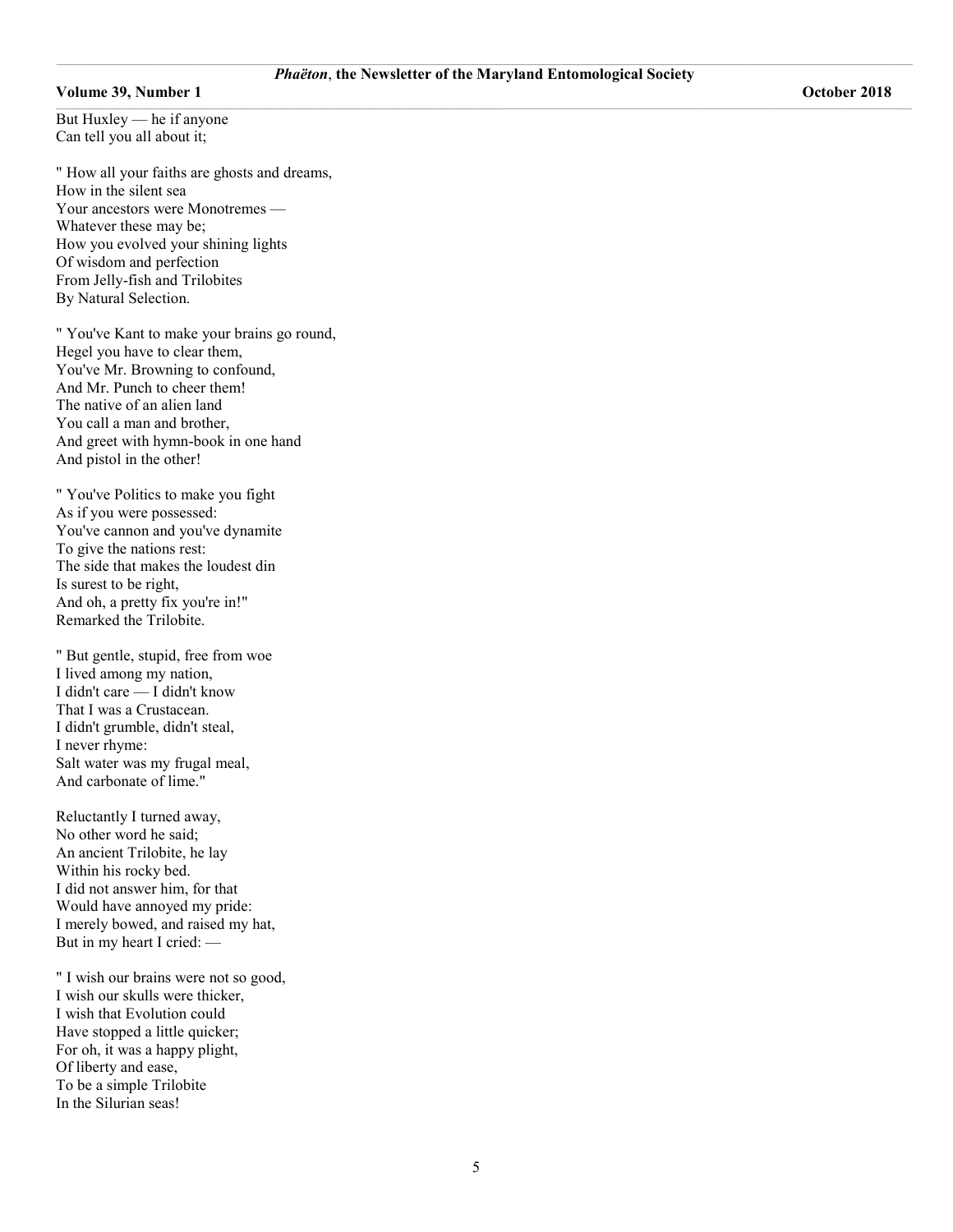But Huxley — he if anyone
Can tell you all about it;

" How all your faiths are ghosts and dreams,
How in the silent sea
Your ancestors were Monotremes —
Whatever these may be;
How you evolved your shining lights
Of wisdom and perfection
From Jelly-fish and Trilobites
By Natural Selection.

" You've Kant to make your brains go round,
Hegel you have to clear them,
You've Mr. Browning to confound,
And Mr. Punch to cheer them!
The native of an alien land
You call a man and brother,
And greet with hymn-book in one hand
And pistol in the other!

" You've Politics to make you fight
As if you were possessed:
You've cannon and you've dynamite
To give the nations rest:
The side that makes the loudest din
Is surest to be right,
And oh, a pretty fix you're in!"
Remarked the Trilobite.

" But gentle, stupid, free from woe
I lived among my nation,
I didn't care — I didn't know
That I was a Crustacean.
I didn't grumble, didn't steal,
I never rhyme:
Salt water was my frugal meal,
And carbonate of lime."

Reluctantly I turned away,
No other word he said;
An ancient Trilobite, he lay
Within his rocky bed.
I did not answer him, for that
Would have annoyed my pride:
I merely bowed, and raised my hat,
But in my heart I cried: —

" I wish our brains were not so good,
I wish our skulls were thicker,
I wish that Evolution could
Have stopped a little quicker;
For oh, it was a happy plight,
Of liberty and ease,
To be a simple Trilobite
In the Silurian seas!